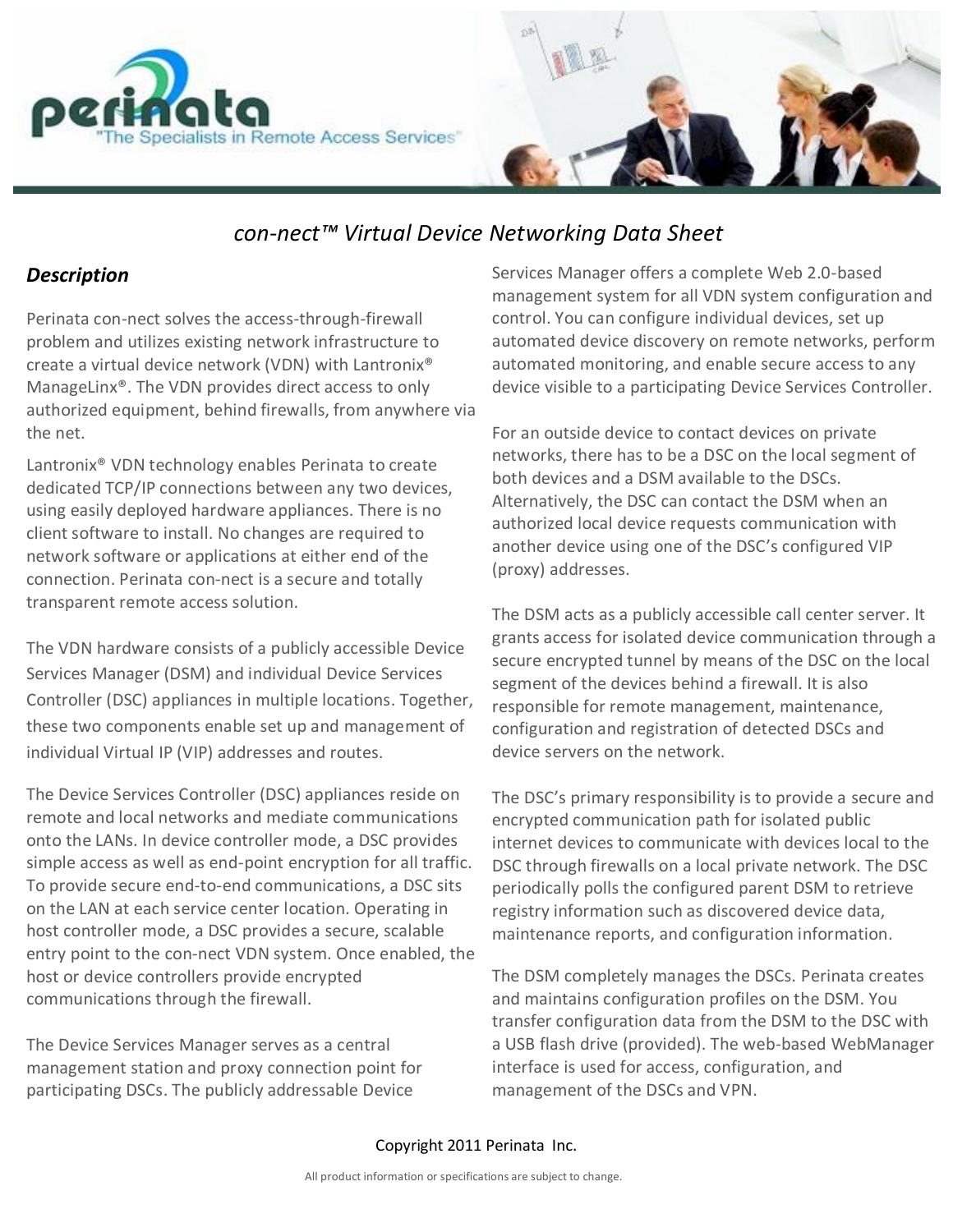perinata
"The Specialists in Remote Access Services"

## *con-nect™ Virtual Device Networking Data Sheet*

### *Description*

Perinata con-nect solves the access-through-firewall problem and utilizes existing network infrastructure to create a virtual device network (VDN) with Lantronix® ManageLinx®. The VDN provides direct access to only authorized equipment, behind firewalls, from anywhere via the net.

Lantronix® VDN technology enables Perinata to create dedicated TCP/IP connections between any two devices, using easily deployed hardware appliances. There is no client software to install. No changes are required to network software or applications at either end of the connection. Perinata con-nect is a secure and totally transparent remote access solution.

The VDN hardware consists of a publicly accessible Device Services Manager (DSM) and individual Device Services Controller (DSC) appliances in multiple locations. Together, these two components enable set up and management of individual Virtual IP (VIP) addresses and routes.

The Device Services Controller (DSC) appliances reside on remote and local networks and mediate communications onto the LANs. In device controller mode, a DSC provides simple access as well as end-point encryption for all traffic. To provide secure end-to-end communications, a DSC sits on the LAN at each service center location. Operating in host controller mode, a DSC provides a secure, scalable entry point to the con-nect VDN system. Once enabled, the host or device controllers provide encrypted communications through the firewall.

The Device Services Manager serves as a central management station and proxy connection point for participating DSCs. The publicly addressable Device Services Manager offers a complete Web 2.0-based management system for all VDN system configuration and control. You can configure individual devices, set up automated device discovery on remote networks, perform automated monitoring, and enable secure access to any device visible to a participating Device Services Controller.

For an outside device to contact devices on private networks, there has to be a DSC on the local segment of both devices and a DSM available to the DSCs. Alternatively, the DSC can contact the DSM when an authorized local device requests communication with another device using one of the DSC's configured VIP (proxy) addresses.

The DSM acts as a publicly accessible call center server. It grants access for isolated device communication through a secure encrypted tunnel by means of the DSC on the local segment of the devices behind a firewall. It is also responsible for remote management, maintenance, configuration and registration of detected DSCs and device servers on the network.

The DSC's primary responsibility is to provide a secure and encrypted communication path for isolated public internet devices to communicate with devices local to the DSC through firewalls on a local private network. The DSC periodically polls the configured parent DSM to retrieve registry information such as discovered device data, maintenance reports, and configuration information.

The DSM completely manages the DSCs. Perinata creates and maintains configuration profiles on the DSM. You transfer configuration data from the DSM to the DSC with a USB flash drive (provided). The web-based WebManager interface is used for access, configuration, and management of the DSCs and VPN.

Copyright 2011 Perinata Inc.

All product information or specifications are subject to change.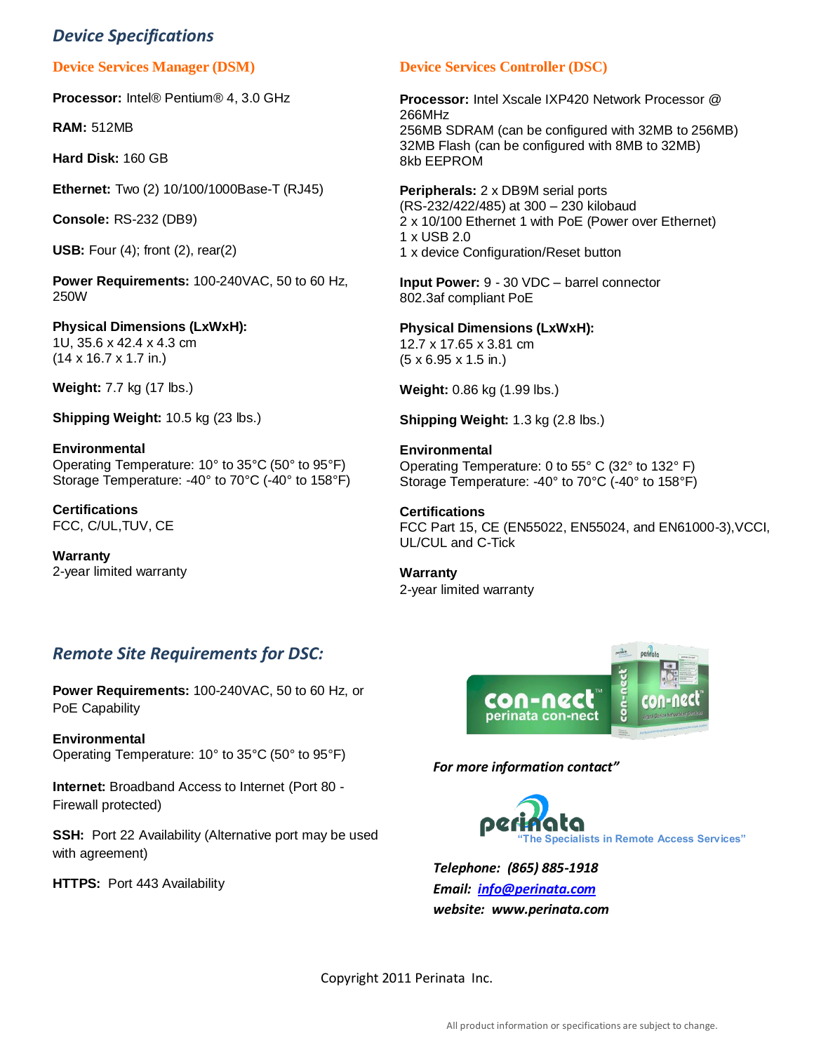## *Device Specifications*

### Device Services Manager (DSM)

**Processor:** Intel® Pentium® 4, 3.0 GHz

**RAM:** 512MB

**Hard Disk:** 160 GB

**Ethernet:** Two (2) 10/100/1000Base-T (RJ45)

**Console:** RS-232 (DB9)

**USB:** Four (4); front (2), rear(2)

**Power Requirements:** 100-240VAC, 50 to 60 Hz, 250W

**Physical Dimensions (LxWxH):**
1U, 35.6 x 42.4 x 4.3 cm
(14 x 16.7 x 1.7 in.)

**Weight:** 7.7 kg (17 lbs.)

**Shipping Weight:** 10.5 kg (23 lbs.)

**Environmental**
Operating Temperature: 10° to 35°C (50° to 95°F)
Storage Temperature: -40° to 70°C (-40° to 158°F)

**Certifications**
FCC, C/UL,TUV, CE

**Warranty**
2-year limited warranty

### Device Services Controller (DSC)

**Processor:** Intel Xscale IXP420 Network Processor @ 266MHz
256MB SDRAM (can be configured with 32MB to 256MB)
32MB Flash (can be configured with 8MB to 32MB)
8kb EEPROM

**Peripherals:** 2 x DB9M serial ports
(RS-232/422/485) at 300 – 230 kilobaud
2 x 10/100 Ethernet 1 with PoE (Power over Ethernet)
1 x USB 2.0
1 x device Configuration/Reset button

**Input Power:** 9 - 30 VDC – barrel connector
802.3af compliant PoE

**Physical Dimensions (LxWxH):**
12.7 x 17.65 x 3.81 cm
(5 x 6.95 x 1.5 in.)

**Weight:** 0.86 kg (1.99 lbs.)

**Shipping Weight:** 1.3 kg (2.8 lbs.)

**Environmental**
Operating Temperature: 0 to 55° C (32° to 132° F)
Storage Temperature: -40° to 70°C (-40° to 158°F)

**Certifications**
FCC Part 15, CE (EN55022, EN55024, and EN61000-3),VCCI, UL/CUL and C-Tick

**Warranty**
2-year limited warranty

## *Remote Site Requirements for DSC:*

**Power Requirements:** 100-240VAC, 50 to 60 Hz, or PoE Capability

**Environmental**
Operating Temperature: 10° to 35°C (50° to 95°F)

**Internet:** Broadband Access to Internet (Port 80 - Firewall protected)

**SSH:** Port 22 Availability (Alternative port may be used with agreement)

**HTTPS:** Port 443 Availability

con-nect™
perinata con-nect

***For more information contact"***

perinata
"The Specialists in Remote Access Services"

***Telephone: (865) 885-1918***
***Email: info@perinata.com***
***website: www.perinata.com***

Copyright 2011 Perinata Inc.

All product information or specifications are subject to change.